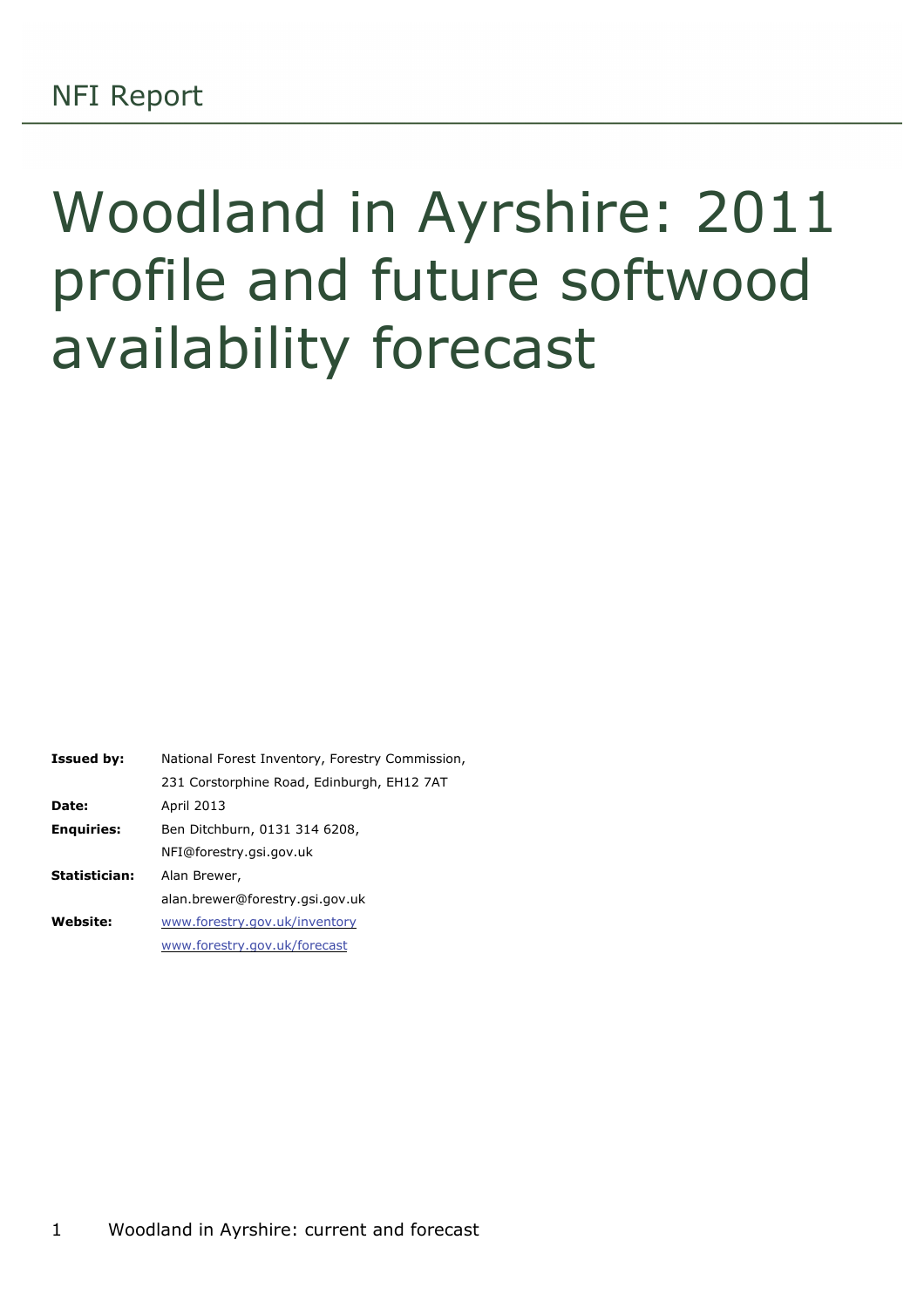NFI Report

# Woodland in Ayrshire: 2011 profile and future softwood availability forecast

| | |
|---|---|
| **Issued by:** | National Forest Inventory, Forestry Commission, |
| | 231 Corstorphine Road, Edinburgh, EH12 7AT |
| **Date:** | April 2013 |
| **Enquiries:** | Ben Ditchburn, 0131 314 6208, |
| | NFI@forestry.gsi.gov.uk |
| **Statistician:** | Alan Brewer, |
| | alan.brewer@forestry.gsi.gov.uk |
| **Website:** | www.forestry.gov.uk/inventory |
| | www.forestry.gov.uk/forecast |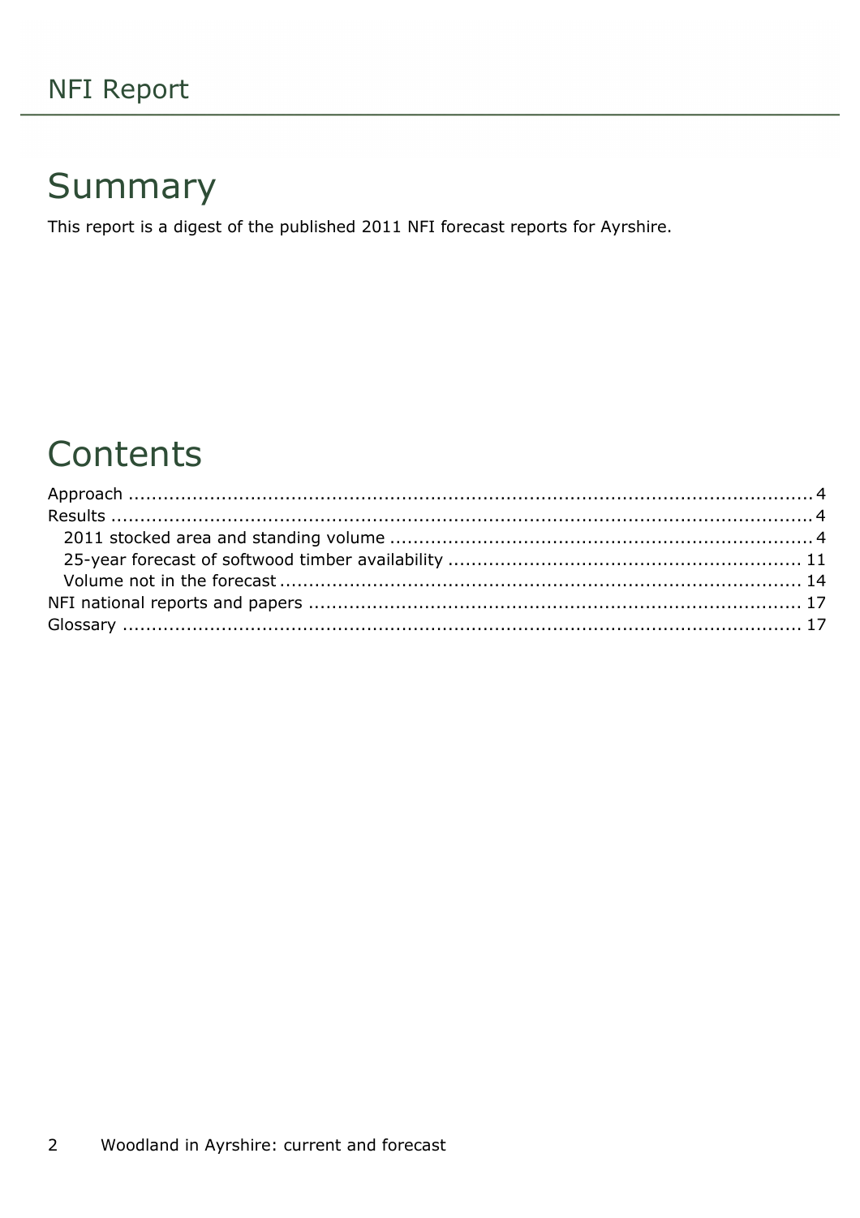# Summary

This report is a digest of the published 2011 NFI forecast reports for Ayrshire.

# Contents

Approach ........................................................................................................... 4
Results ............................................................................................................... 4
  2011 stocked area and standing volume ........................................................ 4
  25-year forecast of softwood timber availability ............................................ 11
  Volume not in the forecast ............................................................................ 14
NFI national reports and papers ..................................................................... 17
Glossary ........................................................................................................... 17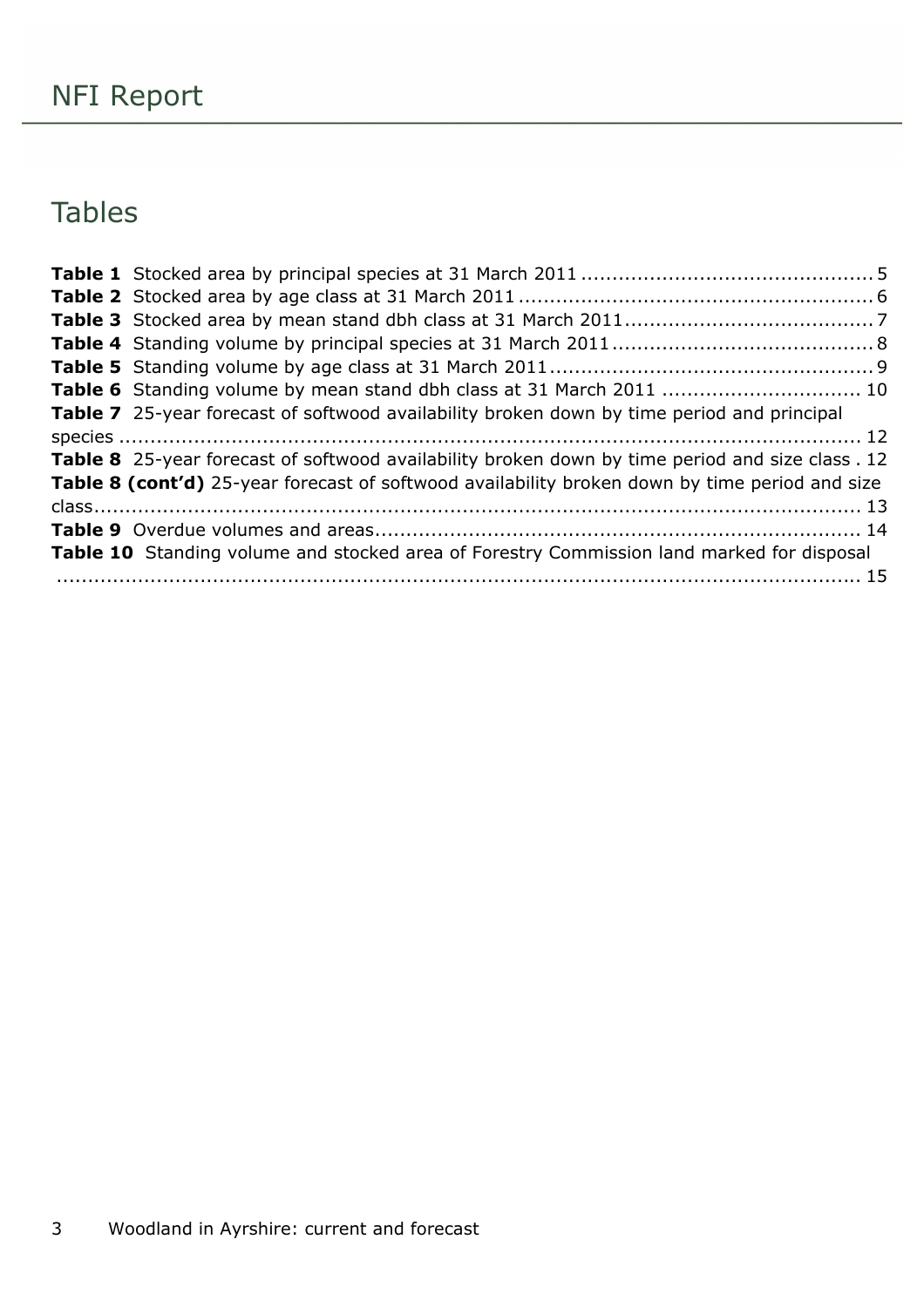# Tables

**Table 1** Stocked area by principal species at 31 March 2011 .............................................. 5
**Table 2** Stocked area by age class at 31 March 2011 ........................................................ 6
**Table 3** Stocked area by mean stand dbh class at 31 March 2011....................................... 7
**Table 4** Standing volume by principal species at 31 March 2011......................................... 8
**Table 5** Standing volume by age class at 31 March 2011.................................................... 9
**Table 6** Standing volume by mean stand dbh class at 31 March 2011 ............................... 10
**Table 7** 25-year forecast of softwood availability broken down by time period and principal species ..................................................................................................................... 12
**Table 8** 25-year forecast of softwood availability broken down by time period and size class . 12
**Table 8 (cont'd)** 25-year forecast of softwood availability broken down by time period and size class.......................................................................................................................... 13
**Table 9** Overdue volumes and areas............................................................................. 14
**Table 10** Standing volume and stocked area of Forestry Commission land marked for disposal ........................................................................................................................... 15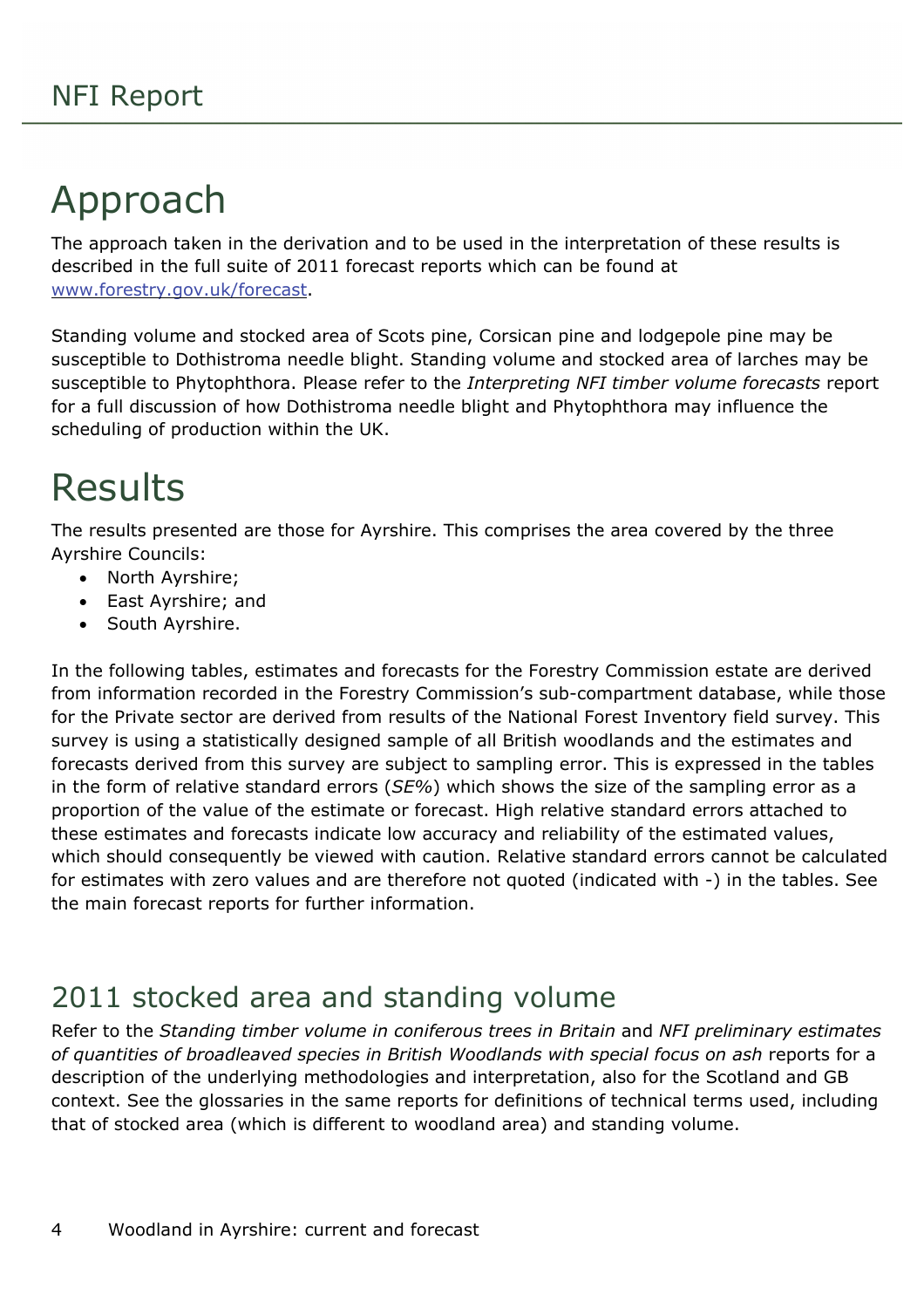# Approach

The approach taken in the derivation and to be used in the interpretation of these results is described in the full suite of 2011 forecast reports which can be found at [www.forestry.gov.uk/forecast](www.forestry.gov.uk/forecast).

Standing volume and stocked area of Scots pine, Corsican pine and lodgepole pine may be susceptible to Dothistroma needle blight. Standing volume and stocked area of larches may be susceptible to Phytophthora. Please refer to the *Interpreting NFI timber volume forecasts* report for a full discussion of how Dothistroma needle blight and Phytophthora may influence the scheduling of production within the UK.

# Results

The results presented are those for Ayrshire. This comprises the area covered by the three Ayrshire Councils:

- North Ayrshire;
- East Ayrshire; and
- South Ayrshire.

In the following tables, estimates and forecasts for the Forestry Commission estate are derived from information recorded in the Forestry Commission's sub-compartment database, while those for the Private sector are derived from results of the National Forest Inventory field survey. This survey is using a statistically designed sample of all British woodlands and the estimates and forecasts derived from this survey are subject to sampling error. This is expressed in the tables in the form of relative standard errors (*SE%*) which shows the size of the sampling error as a proportion of the value of the estimate or forecast. High relative standard errors attached to these estimates and forecasts indicate low accuracy and reliability of the estimated values, which should consequently be viewed with caution. Relative standard errors cannot be calculated for estimates with zero values and are therefore not quoted (indicated with -) in the tables. See the main forecast reports for further information.

## 2011 stocked area and standing volume

Refer to the *Standing timber volume in coniferous trees in Britain* and *NFI preliminary estimates of quantities of broadleaved species in British Woodlands with special focus on ash* reports for a description of the underlying methodologies and interpretation, also for the Scotland and GB context. See the glossaries in the same reports for definitions of technical terms used, including that of stocked area (which is different to woodland area) and standing volume.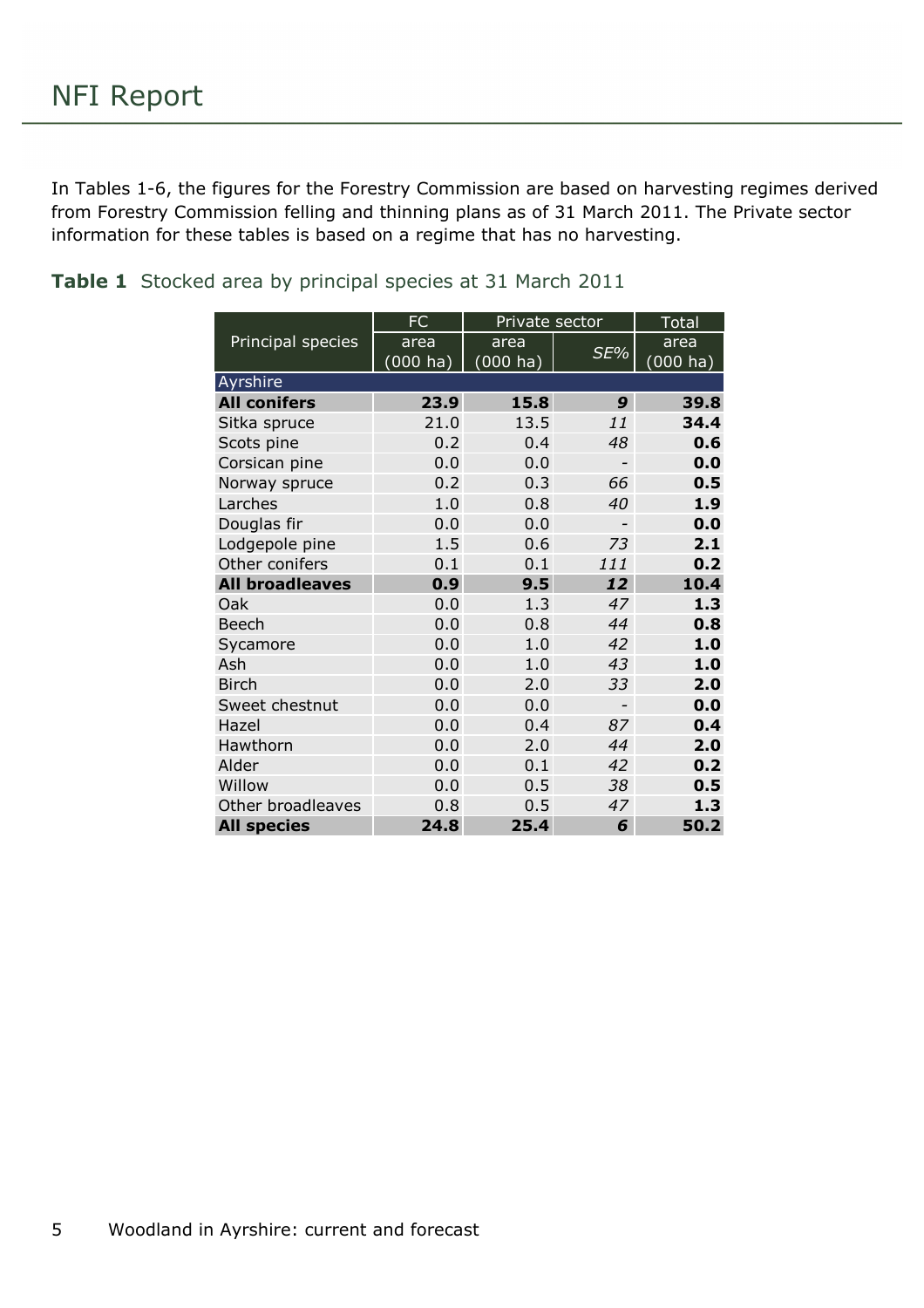In Tables 1-6, the figures for the Forestry Commission are based on harvesting regimes derived from Forestry Commission felling and thinning plans as of 31 March 2011. The Private sector information for these tables is based on a regime that has no harvesting.

**Table 1** Stocked area by principal species at 31 March 2011

| Principal species | FC | Private sector | | Total |
|---|---|---|---|---|
| | area (000 ha) | area (000 ha) | *SE%* | area (000 ha) |
| Ayrshire | | | | |
| **All conifers** | **23.9** | **15.8** | ***9*** | **39.8** |
| Sitka spruce | 21.0 | 13.5 | *11* | **34.4** |
| Scots pine | 0.2 | 0.4 | *48* | **0.6** |
| Corsican pine | 0.0 | 0.0 | - | **0.0** |
| Norway spruce | 0.2 | 0.3 | *66* | **0.5** |
| Larches | 1.0 | 0.8 | *40* | **1.9** |
| Douglas fir | 0.0 | 0.0 | - | **0.0** |
| Lodgepole pine | 1.5 | 0.6 | *73* | **2.1** |
| Other conifers | 0.1 | 0.1 | *111* | **0.2** |
| **All broadleaves** | **0.9** | **9.5** | ***12*** | **10.4** |
| Oak | 0.0 | 1.3 | *47* | **1.3** |
| Beech | 0.0 | 0.8 | *44* | **0.8** |
| Sycamore | 0.0 | 1.0 | *42* | **1.0** |
| Ash | 0.0 | 1.0 | *43* | **1.0** |
| Birch | 0.0 | 2.0 | *33* | **2.0** |
| Sweet chestnut | 0.0 | 0.0 | - | **0.0** |
| Hazel | 0.0 | 0.4 | *87* | **0.4** |
| Hawthorn | 0.0 | 2.0 | *44* | **2.0** |
| Alder | 0.0 | 0.1 | *42* | **0.2** |
| Willow | 0.0 | 0.5 | *38* | **0.5** |
| Other broadleaves | 0.8 | 0.5 | *47* | **1.3** |
| **All species** | **24.8** | **25.4** | ***6*** | **50.2** |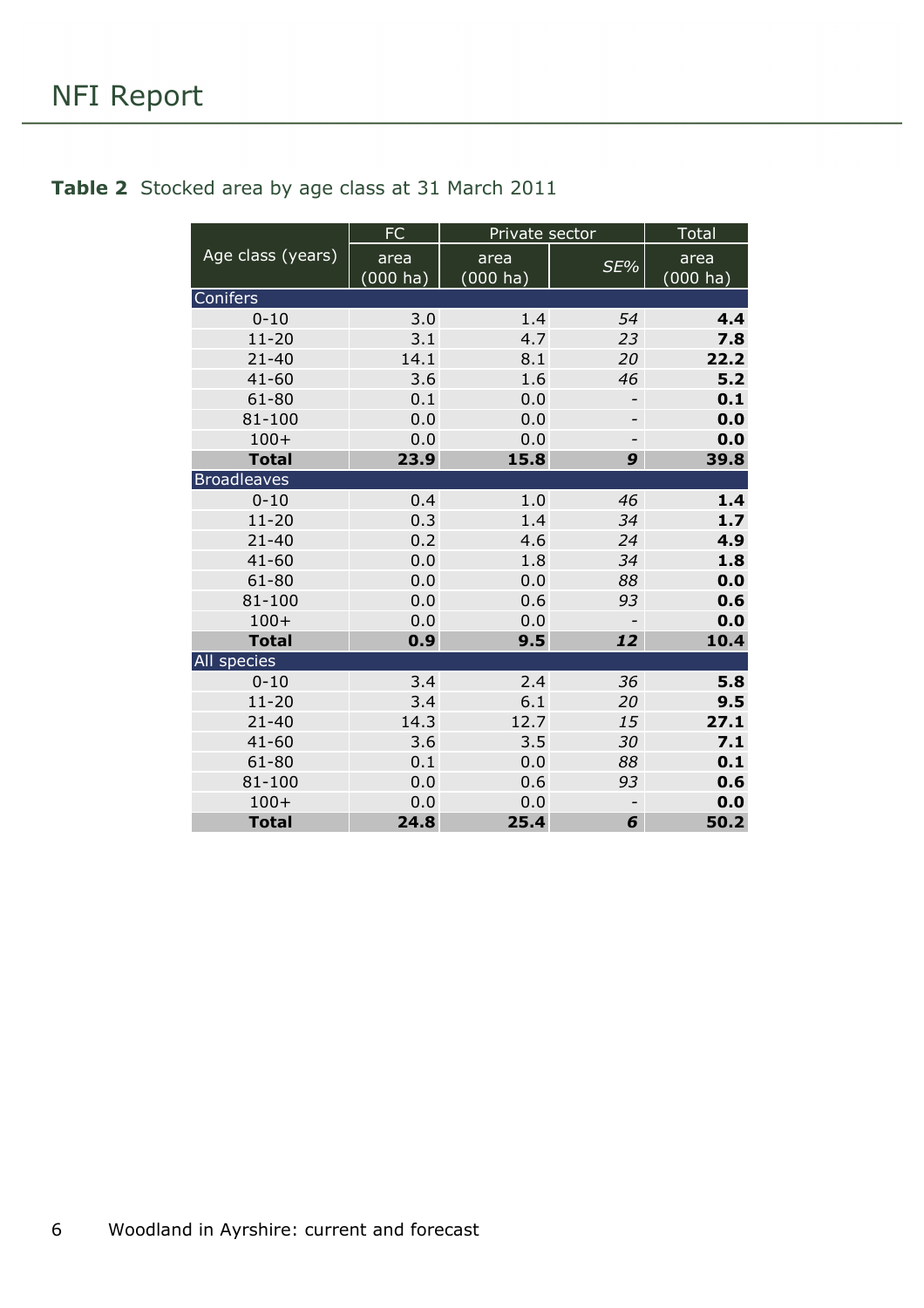**Table 2** Stocked area by age class at 31 March 2011

| Age class (years) | FC | Private sector | | Total |
|---|---|---|---|---|
| | area (000 ha) | area (000 ha) | *SE%* | area (000 ha) |
| **Conifers** | | | | |
| 0-10 | 3.0 | 1.4 | *54* | **4.4** |
| 11-20 | 3.1 | 4.7 | *23* | **7.8** |
| 21-40 | 14.1 | 8.1 | *20* | **22.2** |
| 41-60 | 3.6 | 1.6 | *46* | **5.2** |
| 61-80 | 0.1 | 0.0 | - | **0.1** |
| 81-100 | 0.0 | 0.0 | - | **0.0** |
| 100+ | 0.0 | 0.0 | - | **0.0** |
| **Total** | **23.9** | **15.8** | ***9*** | **39.8** |
| **Broadleaves** | | | | |
| 0-10 | 0.4 | 1.0 | *46* | **1.4** |
| 11-20 | 0.3 | 1.4 | *34* | **1.7** |
| 21-40 | 0.2 | 4.6 | *24* | **4.9** |
| 41-60 | 0.0 | 1.8 | *34* | **1.8** |
| 61-80 | 0.0 | 0.0 | *88* | **0.0** |
| 81-100 | 0.0 | 0.6 | *93* | **0.6** |
| 100+ | 0.0 | 0.0 | - | **0.0** |
| **Total** | **0.9** | **9.5** | ***12*** | **10.4** |
| **All species** | | | | |
| 0-10 | 3.4 | 2.4 | *36* | **5.8** |
| 11-20 | 3.4 | 6.1 | *20* | **9.5** |
| 21-40 | 14.3 | 12.7 | *15* | **27.1** |
| 41-60 | 3.6 | 3.5 | *30* | **7.1** |
| 61-80 | 0.1 | 0.0 | *88* | **0.1** |
| 81-100 | 0.0 | 0.6 | *93* | **0.6** |
| 100+ | 0.0 | 0.0 | - | **0.0** |
| **Total** | **24.8** | **25.4** | ***6*** | **50.2** |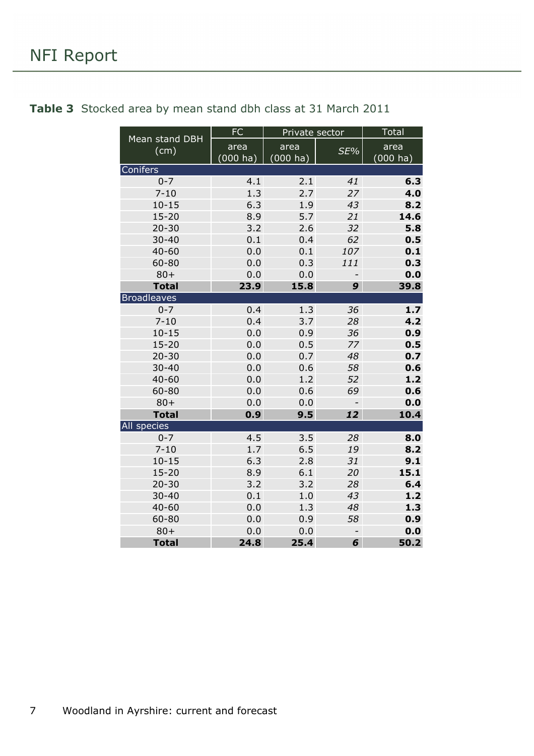**Table 3** Stocked area by mean stand dbh class at 31 March 2011

| Mean stand DBH (cm) | FC | Private sector | | Total |
|---|---|---|---|---|
| | area (000 ha) | area (000 ha) | *SE%* | area (000 ha) |
| **Conifers** | | | | |
| 0-7 | 4.1 | 2.1 | *41* | **6.3** |
| 7-10 | 1.3 | 2.7 | *27* | **4.0** |
| 10-15 | 6.3 | 1.9 | *43* | **8.2** |
| 15-20 | 8.9 | 5.7 | *21* | **14.6** |
| 20-30 | 3.2 | 2.6 | *32* | **5.8** |
| 30-40 | 0.1 | 0.4 | *62* | **0.5** |
| 40-60 | 0.0 | 0.1 | *107* | **0.1** |
| 60-80 | 0.0 | 0.3 | *111* | **0.3** |
| 80+ | 0.0 | 0.0 | - | **0.0** |
| **Total** | **23.9** | **15.8** | ***9*** | **39.8** |
| **Broadleaves** | | | | |
| 0-7 | 0.4 | 1.3 | *36* | **1.7** |
| 7-10 | 0.4 | 3.7 | *28* | **4.2** |
| 10-15 | 0.0 | 0.9 | *36* | **0.9** |
| 15-20 | 0.0 | 0.5 | *77* | **0.5** |
| 20-30 | 0.0 | 0.7 | *48* | **0.7** |
| 30-40 | 0.0 | 0.6 | *58* | **0.6** |
| 40-60 | 0.0 | 1.2 | *52* | **1.2** |
| 60-80 | 0.0 | 0.6 | *69* | **0.6** |
| 80+ | 0.0 | 0.0 | - | **0.0** |
| **Total** | **0.9** | **9.5** | ***12*** | **10.4** |
| **All species** | | | | |
| 0-7 | 4.5 | 3.5 | *28* | **8.0** |
| 7-10 | 1.7 | 6.5 | *19* | **8.2** |
| 10-15 | 6.3 | 2.8 | *31* | **9.1** |
| 15-20 | 8.9 | 6.1 | *20* | **15.1** |
| 20-30 | 3.2 | 3.2 | *28* | **6.4** |
| 30-40 | 0.1 | 1.0 | *43* | **1.2** |
| 40-60 | 0.0 | 1.3 | *48* | **1.3** |
| 60-80 | 0.0 | 0.9 | *58* | **0.9** |
| 80+ | 0.0 | 0.0 | - | **0.0** |
| **Total** | **24.8** | **25.4** | ***6*** | **50.2** |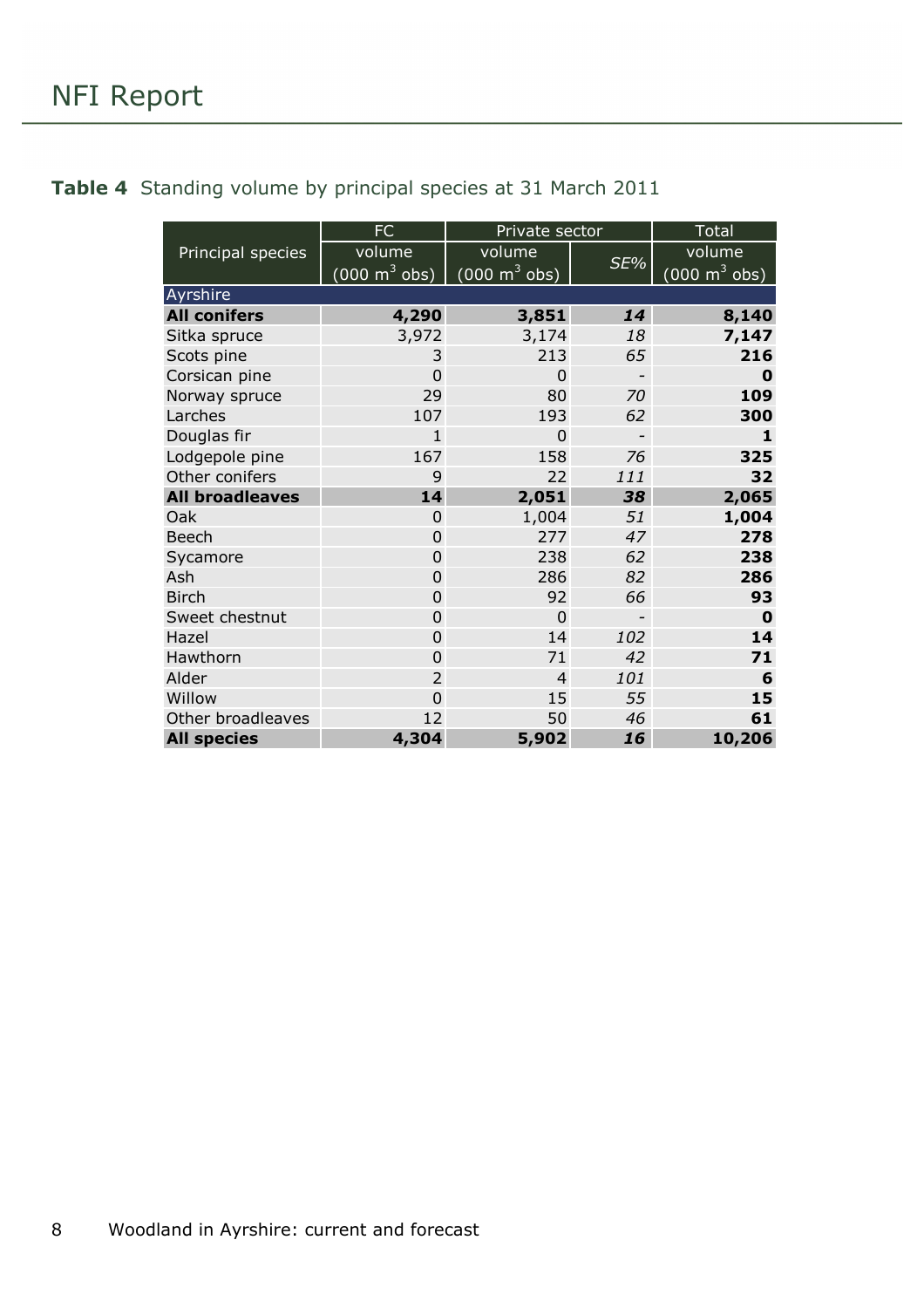**Table 4** Standing volume by principal species at 31 March 2011

| Principal species | FC | Private sector | | Total |
|---|---|---|---|---|
| | volume (000 m$^3$ obs) | volume (000 m$^3$ obs) | *SE%* | volume (000 m$^3$ obs) |
| Ayrshire | | | | |
| **All conifers** | **4,290** | **3,851** | ***14*** | **8,140** |
| Sitka spruce | 3,972 | 3,174 | *18* | **7,147** |
| Scots pine | 3 | 213 | *65* | **216** |
| Corsican pine | 0 | 0 | - | **0** |
| Norway spruce | 29 | 80 | *70* | **109** |
| Larches | 107 | 193 | *62* | **300** |
| Douglas fir | 1 | 0 | - | **1** |
| Lodgepole pine | 167 | 158 | *76* | **325** |
| Other conifers | 9 | 22 | *111* | **32** |
| **All broadleaves** | **14** | **2,051** | ***38*** | **2,065** |
| Oak | 0 | 1,004 | *51* | **1,004** |
| Beech | 0 | 277 | *47* | **278** |
| Sycamore | 0 | 238 | *62* | **238** |
| Ash | 0 | 286 | *82* | **286** |
| Birch | 0 | 92 | *66* | **93** |
| Sweet chestnut | 0 | 0 | - | **0** |
| Hazel | 0 | 14 | *102* | **14** |
| Hawthorn | 0 | 71 | *42* | **71** |
| Alder | 2 | 4 | *101* | **6** |
| Willow | 0 | 15 | *55* | **15** |
| Other broadleaves | 12 | 50 | *46* | **61** |
| **All species** | **4,304** | **5,902** | ***16*** | **10,206** |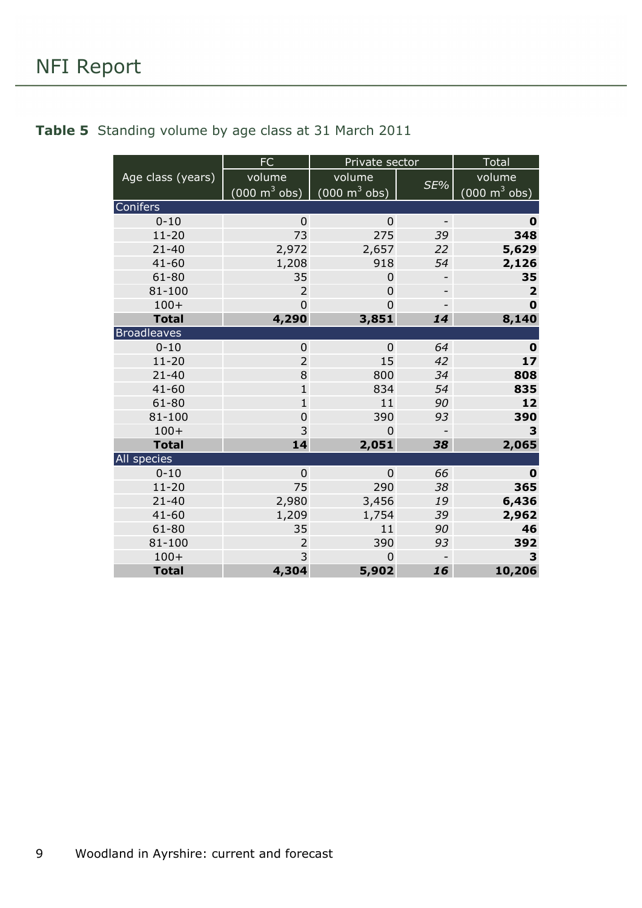**Table 5** Standing volume by age class at 31 March 2011

| Age class (years) | FC | Private sector | | Total |
|---|---|---|---|---|
| | volume (000 $m^3$ obs) | volume (000 $m^3$ obs) | *SE%* | volume (000 $m^3$ obs) |
| **Conifers** | | | | |
| 0-10 | 0 | 0 | - | **0** |
| 11-20 | 73 | 275 | *39* | **348** |
| 21-40 | 2,972 | 2,657 | *22* | **5,629** |
| 41-60 | 1,208 | 918 | *54* | **2,126** |
| 61-80 | 35 | 0 | - | **35** |
| 81-100 | 2 | 0 | - | **2** |
| 100+ | 0 | 0 | - | **0** |
| **Total** | **4,290** | **3,851** | ***14*** | **8,140** |
| **Broadleaves** | | | | |
| 0-10 | 0 | 0 | *64* | **0** |
| 11-20 | 2 | 15 | *42* | **17** |
| 21-40 | 8 | 800 | *34* | **808** |
| 41-60 | 1 | 834 | *54* | **835** |
| 61-80 | 1 | 11 | *90* | **12** |
| 81-100 | 0 | 390 | *93* | **390** |
| 100+ | 3 | 0 | - | **3** |
| **Total** | **14** | **2,051** | ***38*** | **2,065** |
| **All species** | | | | |
| 0-10 | 0 | 0 | *66* | **0** |
| 11-20 | 75 | 290 | *38* | **365** |
| 21-40 | 2,980 | 3,456 | *19* | **6,436** |
| 41-60 | 1,209 | 1,754 | *39* | **2,962** |
| 61-80 | 35 | 11 | *90* | **46** |
| 81-100 | 2 | 390 | *93* | **392** |
| 100+ | 3 | 0 | - | **3** |
| **Total** | **4,304** | **5,902** | ***16*** | **10,206** |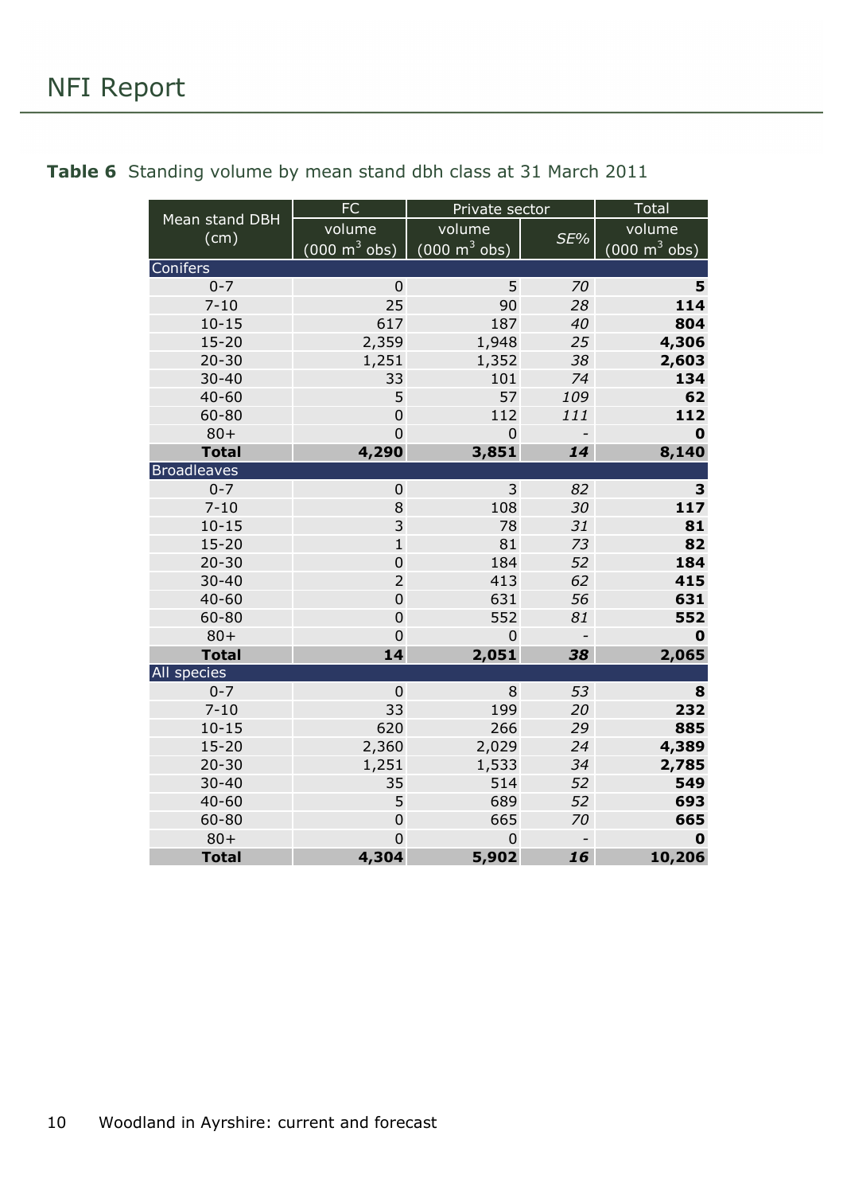**Table 6** Standing volume by mean stand dbh class at 31 March 2011

| Mean stand DBH (cm) | FC | Private sector | | Total |
|---|---|---|---|---|
| | volume (000 $m^3$ obs) | volume (000 $m^3$ obs) | *SE%* | volume (000 $m^3$ obs) |
| **Conifers** | | | | |
| 0-7 | 0 | 5 | *70* | **5** |
| 7-10 | 25 | 90 | *28* | **114** |
| 10-15 | 617 | 187 | *40* | **804** |
| 15-20 | 2,359 | 1,948 | *25* | **4,306** |
| 20-30 | 1,251 | 1,352 | *38* | **2,603** |
| 30-40 | 33 | 101 | *74* | **134** |
| 40-60 | 5 | 57 | *109* | **62** |
| 60-80 | 0 | 112 | *111* | **112** |
| 80+ | 0 | 0 | - | **0** |
| **Total** | **4,290** | **3,851** | ***14*** | **8,140** |
| **Broadleaves** | | | | |
| 0-7 | 0 | 3 | *82* | **3** |
| 7-10 | 8 | 108 | *30* | **117** |
| 10-15 | 3 | 78 | *31* | **81** |
| 15-20 | 1 | 81 | *73* | **82** |
| 20-30 | 0 | 184 | *52* | **184** |
| 30-40 | 2 | 413 | *62* | **415** |
| 40-60 | 0 | 631 | *56* | **631** |
| 60-80 | 0 | 552 | *81* | **552** |
| 80+ | 0 | 0 | - | **0** |
| **Total** | **14** | **2,051** | ***38*** | **2,065** |
| **All species** | | | | |
| 0-7 | 0 | 8 | *53* | **8** |
| 7-10 | 33 | 199 | *20* | **232** |
| 10-15 | 620 | 266 | *29* | **885** |
| 15-20 | 2,360 | 2,029 | *24* | **4,389** |
| 20-30 | 1,251 | 1,533 | *34* | **2,785** |
| 30-40 | 35 | 514 | *52* | **549** |
| 40-60 | 5 | 689 | *52* | **693** |
| 60-80 | 0 | 665 | *70* | **665** |
| 80+ | 0 | 0 | - | **0** |
| **Total** | **4,304** | **5,902** | ***16*** | **10,206** |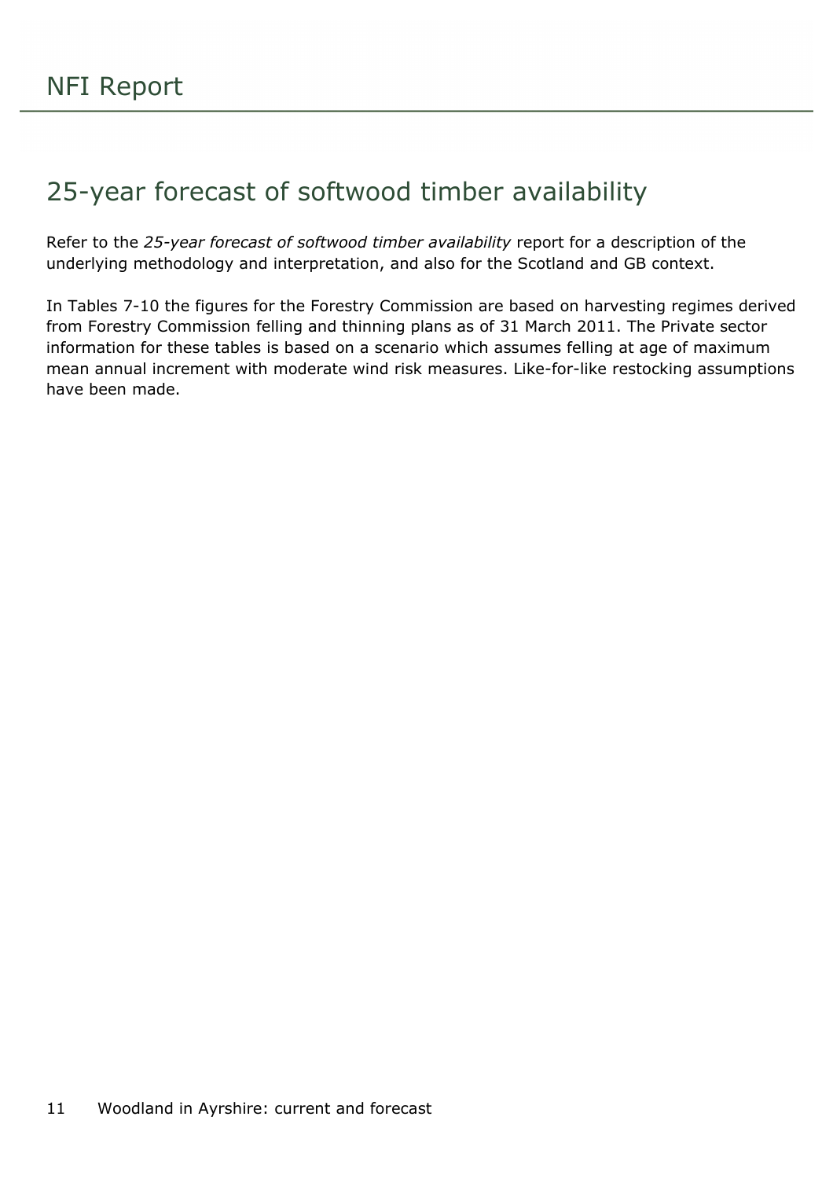# 25-year forecast of softwood timber availability

Refer to the *25-year forecast of softwood timber availability* report for a description of the underlying methodology and interpretation, and also for the Scotland and GB context.

In Tables 7-10 the figures for the Forestry Commission are based on harvesting regimes derived from Forestry Commission felling and thinning plans as of 31 March 2011. The Private sector information for these tables is based on a scenario which assumes felling at age of maximum mean annual increment with moderate wind risk measures. Like-for-like restocking assumptions have been made.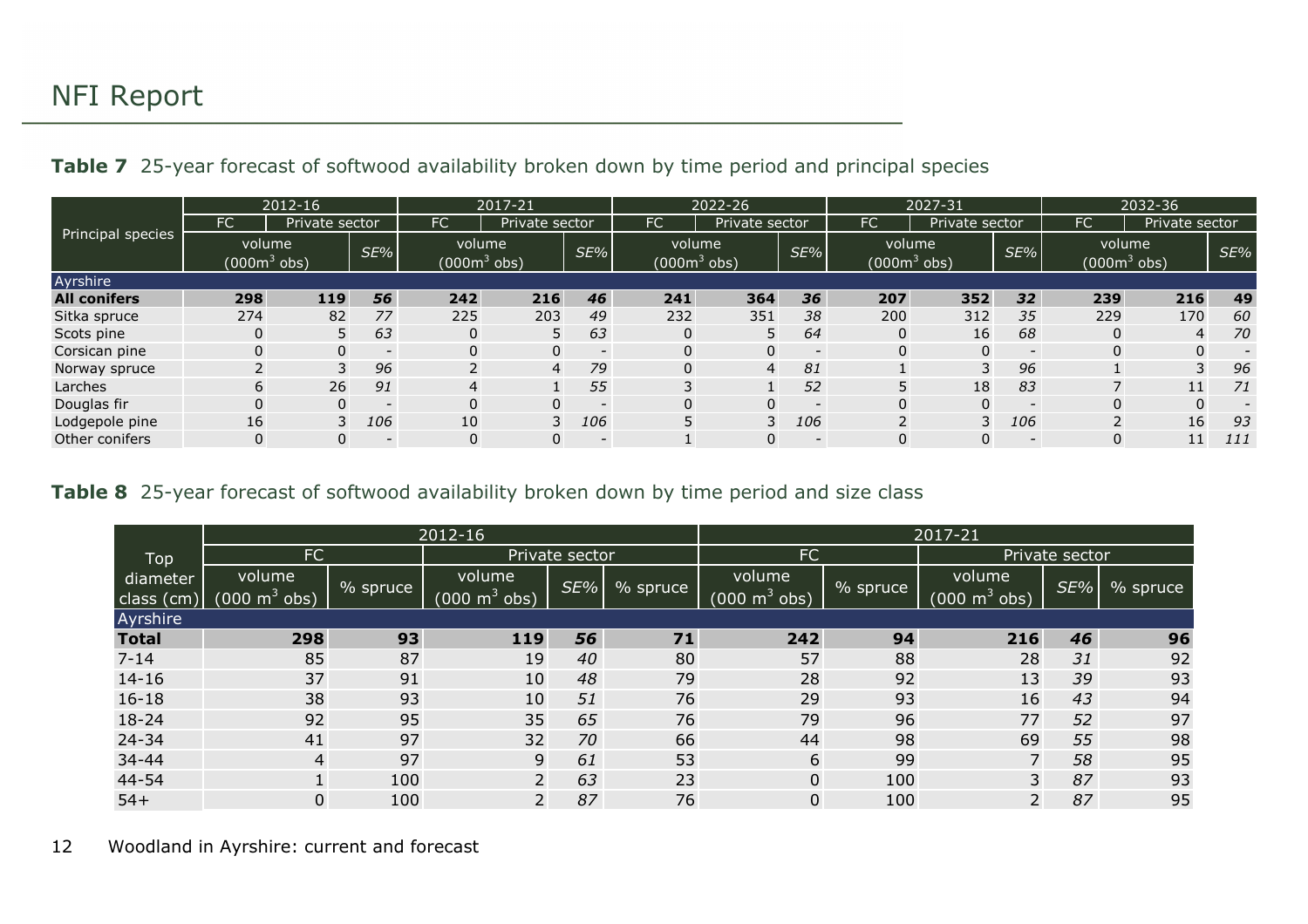**Table 7** 25-year forecast of softwood availability broken down by time period and principal species

| Principal species | 2012-16 | | | 2017-21 | | | 2022-26 | | | 2027-31 | | | 2032-36 | | |
|---|---|---|---|---|---|---|---|---|---|---|---|---|---|---|---|
| | FC | Private sector | | FC | Private sector | | FC | Private sector | | FC | Private sector | | FC | Private sector | |
| | volume ($000m^3$ obs) | | *SE%* | volume ($000m^3$ obs) | | *SE%* | volume ($000m^3$ obs) | | *SE%* | volume ($000m^3$ obs) | | *SE%* | volume ($000m^3$ obs) | | *SE%* |
| Ayrshire | | | | | | | | | | | | | | | |
| **All conifers** | **298** | **119** | ***56*** | **242** | **216** | ***46*** | **241** | **364** | ***36*** | **207** | **352** | ***32*** | **239** | **216** | **49** |
| Sitka spruce | 274 | 82 | *77* | 225 | 203 | *49* | 232 | 351 | *38* | 200 | 312 | *35* | 229 | 170 | *60* |
| Scots pine | 0 | 5 | *63* | 0 | 5 | *63* | 0 | 5 | *64* | 0 | 16 | *68* | 0 | 4 | *70* |
| Corsican pine | 0 | 0 | - | 0 | 0 | - | 0 | 0 | - | 0 | 0 | - | 0 | 0 | - |
| Norway spruce | 2 | 3 | *96* | 2 | 4 | *79* | 0 | 4 | *81* | 1 | 3 | *96* | 1 | 3 | *96* |
| Larches | 6 | 26 | *91* | 4 | 1 | *55* | 3 | 1 | *52* | 5 | 18 | *83* | 7 | 11 | *71* |
| Douglas fir | 0 | 0 | - | 0 | 0 | - | 0 | 0 | - | 0 | 0 | - | 0 | 0 | - |
| Lodgepole pine | 16 | 3 | *106* | 10 | 3 | *106* | 5 | 3 | *106* | 2 | 3 | *106* | 2 | 16 | *93* |
| Other conifers | 0 | 0 | - | 0 | 0 | - | 1 | 0 | - | 0 | 0 | - | 0 | 11 | *111* |

**Table 8** 25-year forecast of softwood availability broken down by time period and size class

| Top diameter class (cm) | 2012-16 | | | | | 2017-21 | | | | |
|---|---|---|---|---|---|---|---|---|---|---|
| | FC | | Private sector | | | FC | | Private sector | | |
| | volume ($000\ m^3$ obs) | % spruce | volume ($000\ m^3$ obs) | *SE%* | % spruce | volume ($000\ m^3$ obs) | % spruce | volume ($000\ m^3$ obs) | *SE%* | % spruce |
| Ayrshire | | | | | | | | | | |
| **Total** | **298** | **93** | **119** | ***56*** | **71** | **242** | **94** | **216** | ***46*** | **96** |
| 7-14 | 85 | 87 | 19 | *40* | 80 | 57 | 88 | 28 | *31* | 92 |
| 14-16 | 37 | 91 | 10 | *48* | 79 | 28 | 92 | 13 | *39* | 93 |
| 16-18 | 38 | 93 | 10 | *51* | 76 | 29 | 93 | 16 | *43* | 94 |
| 18-24 | 92 | 95 | 35 | *65* | 76 | 79 | 96 | 77 | *52* | 97 |
| 24-34 | 41 | 97 | 32 | *70* | 66 | 44 | 98 | 69 | *55* | 98 |
| 34-44 | 4 | 97 | 9 | *61* | 53 | 6 | 99 | 7 | *58* | 95 |
| 44-54 | 1 | 100 | 2 | *63* | 23 | 0 | 100 | 3 | *87* | 93 |
| 54+ | 0 | 100 | 2 | *87* | 76 | 0 | 100 | 2 | *87* | 95 |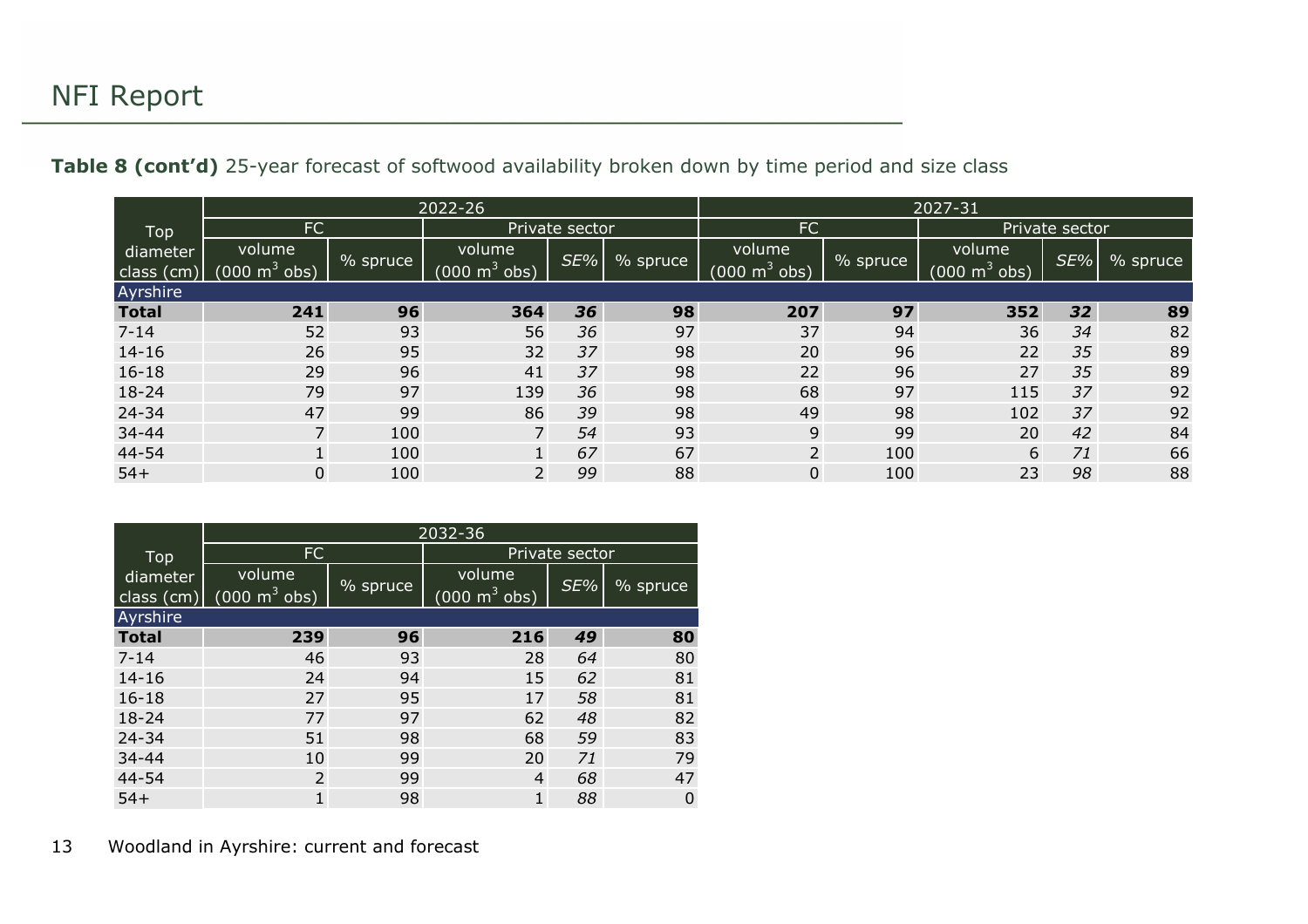**Table 8 (cont'd)** 25-year forecast of softwood availability broken down by time period and size class

| Top diameter class (cm) | 2022-26 | | | | | 2027-31 | | | | |
|---|---|---|---|---|---|---|---|---|---|---|
| | FC | | Private sector | | | FC | | Private sector | | |
| | volume (000 $m^3$ obs) | % spruce | volume (000 $m^3$ obs) | *SE%* | % spruce | volume (000 $m^3$ obs) | % spruce | volume (000 $m^3$ obs) | *SE%* | % spruce |
| Ayrshire | | | | | | | | | | |
| **Total** | **241** | **96** | **364** | ***36*** | **98** | **207** | **97** | **352** | ***32*** | **89** |
| 7-14 | 52 | 93 | 56 | *36* | 97 | 37 | 94 | 36 | *34* | 82 |
| 14-16 | 26 | 95 | 32 | *37* | 98 | 20 | 96 | 22 | *35* | 89 |
| 16-18 | 29 | 96 | 41 | *37* | 98 | 22 | 96 | 27 | *35* | 89 |
| 18-24 | 79 | 97 | 139 | *36* | 98 | 68 | 97 | 115 | *37* | 92 |
| 24-34 | 47 | 99 | 86 | *39* | 98 | 49 | 98 | 102 | *37* | 92 |
| 34-44 | 7 | 100 | 7 | *54* | 93 | 9 | 99 | 20 | *42* | 84 |
| 44-54 | 1 | 100 | 1 | *67* | 67 | 2 | 100 | 6 | *71* | 66 |
| 54+ | 0 | 100 | 2 | *99* | 88 | 0 | 100 | 23 | *98* | 88 |

| Top diameter class (cm) | 2032-36 | | | | |
|---|---|---|---|---|---|
| | FC | | Private sector | | |
| | volume (000 $m^3$ obs) | % spruce | volume (000 $m^3$ obs) | *SE%* | % spruce |
| Ayrshire | | | | | |
| **Total** | **239** | **96** | **216** | ***49*** | **80** |
| 7-14 | 46 | 93 | 28 | *64* | 80 |
| 14-16 | 24 | 94 | 15 | *62* | 81 |
| 16-18 | 27 | 95 | 17 | *58* | 81 |
| 18-24 | 77 | 97 | 62 | *48* | 82 |
| 24-34 | 51 | 98 | 68 | *59* | 83 |
| 34-44 | 10 | 99 | 20 | *71* | 79 |
| 44-54 | 2 | 99 | 4 | *68* | 47 |
| 54+ | 1 | 98 | 1 | *88* | 0 |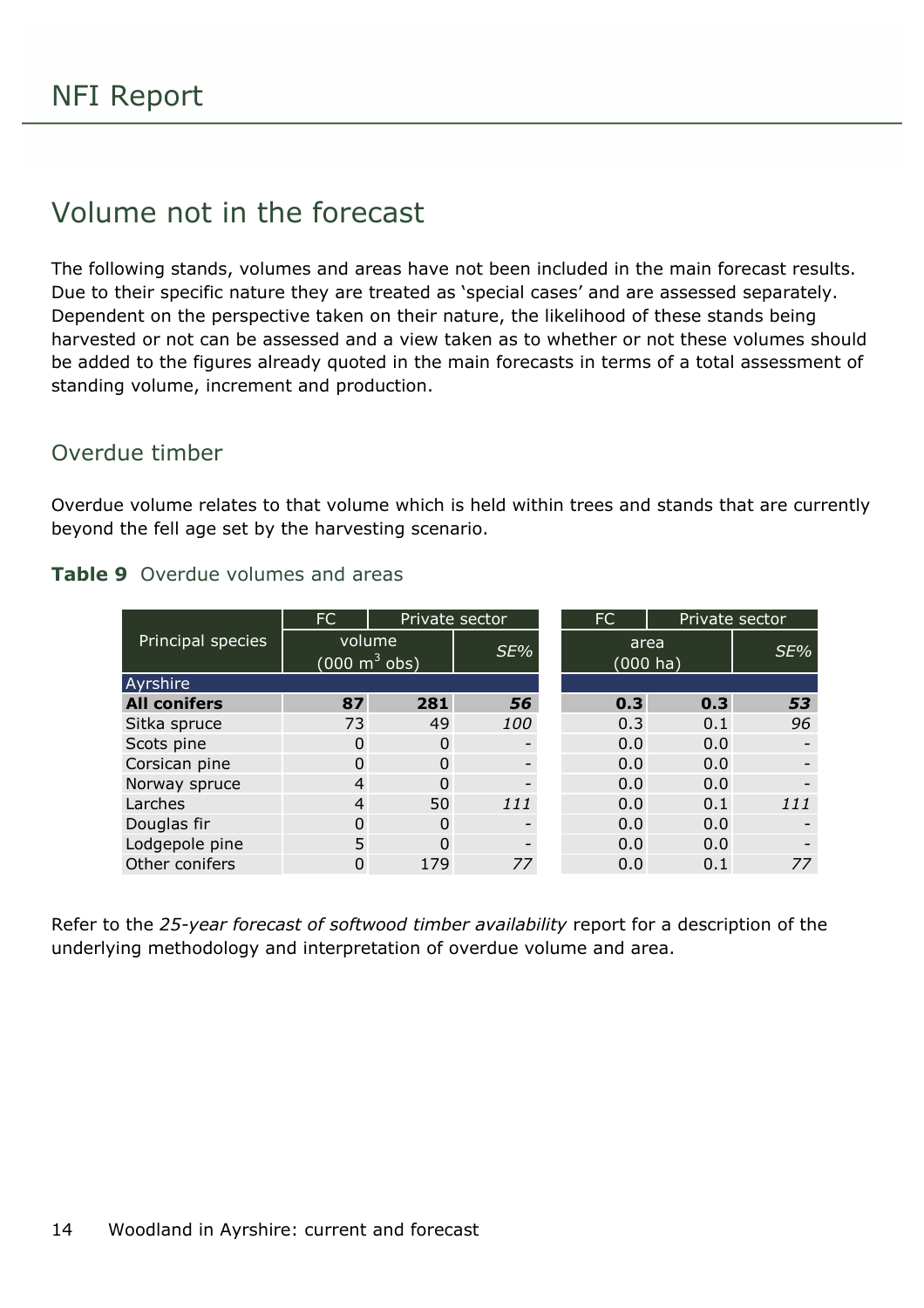# Volume not in the forecast

The following stands, volumes and areas have not been included in the main forecast results. Due to their specific nature they are treated as 'special cases' and are assessed separately. Dependent on the perspective taken on their nature, the likelihood of these stands being harvested or not can be assessed and a view taken as to whether or not these volumes should be added to the figures already quoted in the main forecasts in terms of a total assessment of standing volume, increment and production.

## Overdue timber

Overdue volume relates to that volume which is held within trees and stands that are currently beyond the fell age set by the harvesting scenario.

**Table 9** Overdue volumes and areas

| Principal species | FC | Private sector | | FC | Private sector | |
|---|---|---|---|---|---|---|
| | volume ($000\ m^3$ obs) | | *SE%* | area (000 ha) | | *SE%* |
| Ayrshire | | | | | | |
| **All conifers** | **87** | **281** | ***56*** | **0.3** | **0.3** | ***53*** |
| Sitka spruce | 73 | 49 | *100* | 0.3 | 0.1 | *96* |
| Scots pine | 0 | 0 | - | 0.0 | 0.0 | - |
| Corsican pine | 0 | 0 | - | 0.0 | 0.0 | - |
| Norway spruce | 4 | 0 | - | 0.0 | 0.0 | - |
| Larches | 4 | 50 | *111* | 0.0 | 0.1 | *111* |
| Douglas fir | 0 | 0 | - | 0.0 | 0.0 | - |
| Lodgepole pine | 5 | 0 | - | 0.0 | 0.0 | - |
| Other conifers | 0 | 179 | *77* | 0.0 | 0.1 | *77* |

Refer to the *25-year forecast of softwood timber availability* report for a description of the underlying methodology and interpretation of overdue volume and area.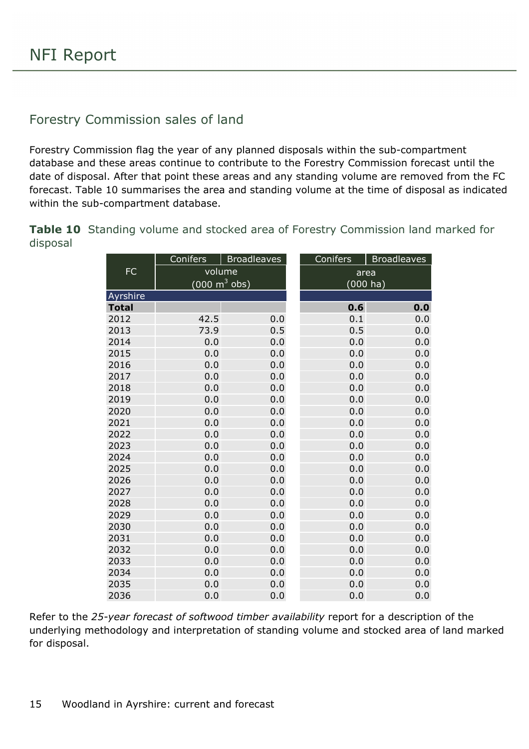## Forestry Commission sales of land

Forestry Commission flag the year of any planned disposals within the sub-compartment database and these areas continue to contribute to the Forestry Commission forecast until the date of disposal. After that point these areas and any standing volume are removed from the FC forecast. Table 10 summarises the area and standing volume at the time of disposal as indicated within the sub-compartment database.

**Table 10** Standing volume and stocked area of Forestry Commission land marked for disposal

| FC | Conifers | Broadleaves | Conifers | Broadleaves |
|---|---|---|---|---|
| | volume ($000\ m^3$ obs) | | area (000 ha) | |
| Ayrshire | | | | |
| **Total** | | | **0.6** | **0.0** |
| 2012 | 42.5 | 0.0 | 0.1 | 0.0 |
| 2013 | 73.9 | 0.5 | 0.5 | 0.0 |
| 2014 | 0.0 | 0.0 | 0.0 | 0.0 |
| 2015 | 0.0 | 0.0 | 0.0 | 0.0 |
| 2016 | 0.0 | 0.0 | 0.0 | 0.0 |
| 2017 | 0.0 | 0.0 | 0.0 | 0.0 |
| 2018 | 0.0 | 0.0 | 0.0 | 0.0 |
| 2019 | 0.0 | 0.0 | 0.0 | 0.0 |
| 2020 | 0.0 | 0.0 | 0.0 | 0.0 |
| 2021 | 0.0 | 0.0 | 0.0 | 0.0 |
| 2022 | 0.0 | 0.0 | 0.0 | 0.0 |
| 2023 | 0.0 | 0.0 | 0.0 | 0.0 |
| 2024 | 0.0 | 0.0 | 0.0 | 0.0 |
| 2025 | 0.0 | 0.0 | 0.0 | 0.0 |
| 2026 | 0.0 | 0.0 | 0.0 | 0.0 |
| 2027 | 0.0 | 0.0 | 0.0 | 0.0 |
| 2028 | 0.0 | 0.0 | 0.0 | 0.0 |
| 2029 | 0.0 | 0.0 | 0.0 | 0.0 |
| 2030 | 0.0 | 0.0 | 0.0 | 0.0 |
| 2031 | 0.0 | 0.0 | 0.0 | 0.0 |
| 2032 | 0.0 | 0.0 | 0.0 | 0.0 |
| 2033 | 0.0 | 0.0 | 0.0 | 0.0 |
| 2034 | 0.0 | 0.0 | 0.0 | 0.0 |
| 2035 | 0.0 | 0.0 | 0.0 | 0.0 |
| 2036 | 0.0 | 0.0 | 0.0 | 0.0 |

Refer to the *25-year forecast of softwood timber availability* report for a description of the underlying methodology and interpretation of standing volume and stocked area of land marked for disposal.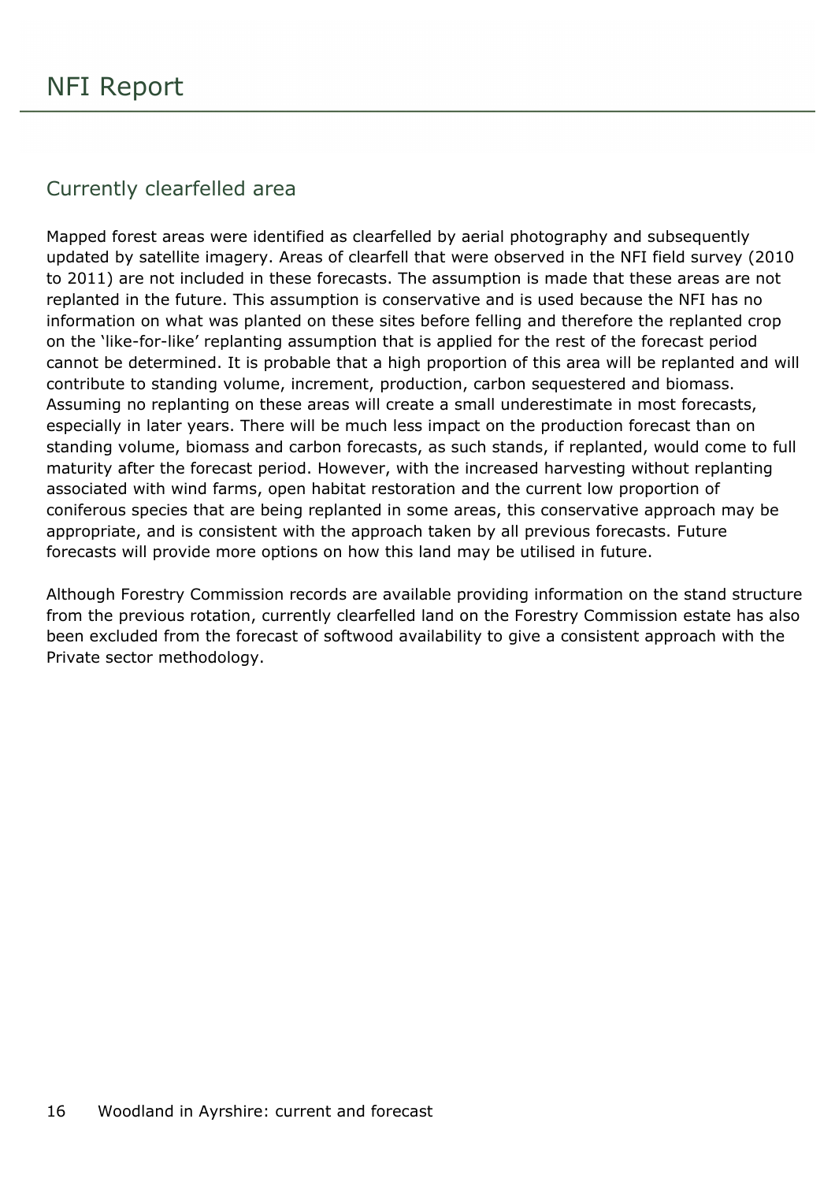## Currently clearfelled area

Mapped forest areas were identified as clearfelled by aerial photography and subsequently updated by satellite imagery. Areas of clearfell that were observed in the NFI field survey (2010 to 2011) are not included in these forecasts. The assumption is made that these areas are not replanted in the future. This assumption is conservative and is used because the NFI has no information on what was planted on these sites before felling and therefore the replanted crop on the 'like-for-like' replanting assumption that is applied for the rest of the forecast period cannot be determined. It is probable that a high proportion of this area will be replanted and will contribute to standing volume, increment, production, carbon sequestered and biomass. Assuming no replanting on these areas will create a small underestimate in most forecasts, especially in later years. There will be much less impact on the production forecast than on standing volume, biomass and carbon forecasts, as such stands, if replanted, would come to full maturity after the forecast period. However, with the increased harvesting without replanting associated with wind farms, open habitat restoration and the current low proportion of coniferous species that are being replanted in some areas, this conservative approach may be appropriate, and is consistent with the approach taken by all previous forecasts. Future forecasts will provide more options on how this land may be utilised in future.

Although Forestry Commission records are available providing information on the stand structure from the previous rotation, currently clearfelled land on the Forestry Commission estate has also been excluded from the forecast of softwood availability to give a consistent approach with the Private sector methodology.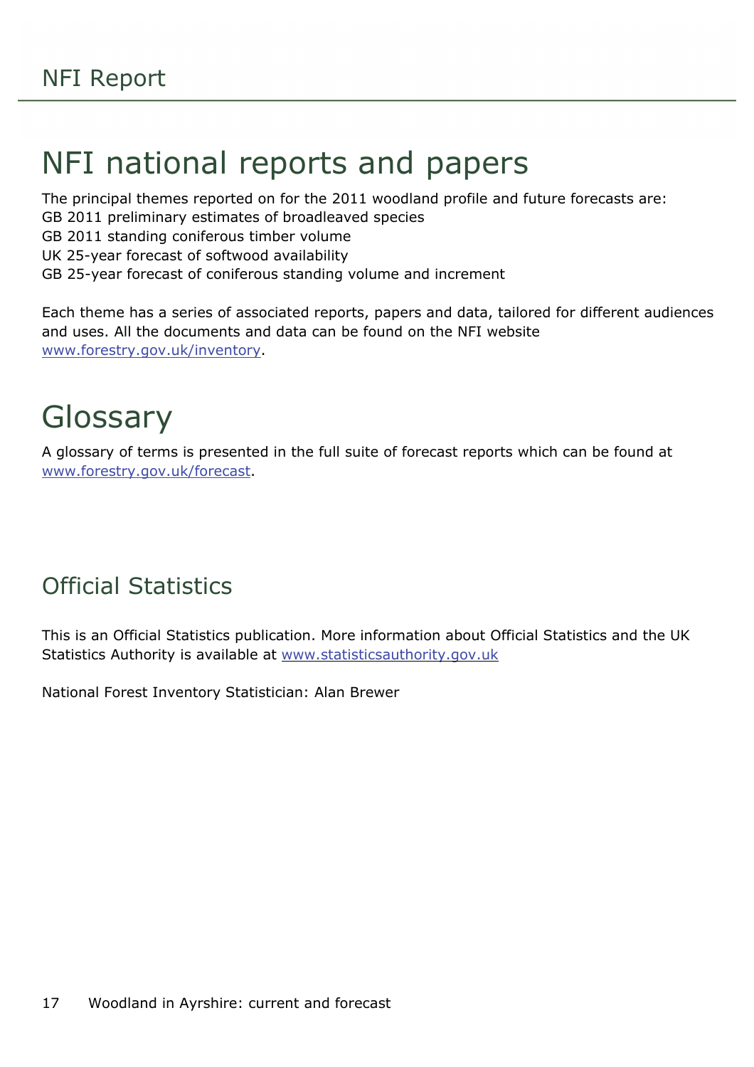# NFI national reports and papers

The principal themes reported on for the 2011 woodland profile and future forecasts are:
GB 2011 preliminary estimates of broadleaved species
GB 2011 standing coniferous timber volume
UK 25-year forecast of softwood availability
GB 25-year forecast of coniferous standing volume and increment

Each theme has a series of associated reports, papers and data, tailored for different audiences and uses. All the documents and data can be found on the NFI website www.forestry.gov.uk/inventory.

# Glossary

A glossary of terms is presented in the full suite of forecast reports which can be found at www.forestry.gov.uk/forecast.

## Official Statistics

This is an Official Statistics publication. More information about Official Statistics and the UK Statistics Authority is available at www.statisticsauthority.gov.uk

National Forest Inventory Statistician: Alan Brewer